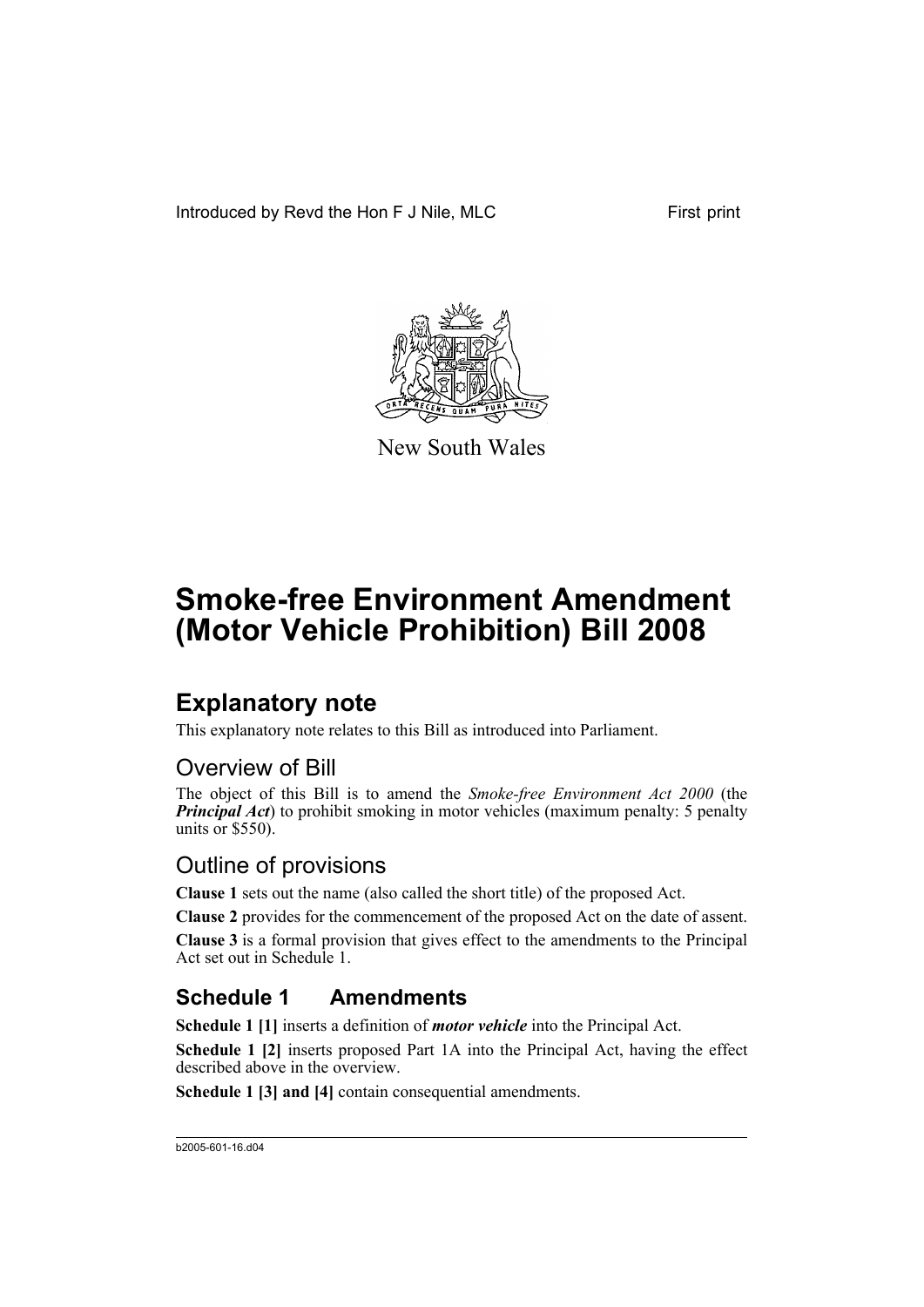Introduced by Revd the Hon F J Nile, MLC

First print

New South Wales

# Smoke-free Environment Amendment (Motor Vehicle Prohibition) Bill 2008

## Explanatory note

This explanatory note relates to this Bill as introduced into Parliament.

### Overview of Bill

The object of this Bill is to amend the *Smoke-free Environment Act 2000* (the ***Principal Act***) to prohibit smoking in motor vehicles (maximum penalty: 5 penalty units or $550).

### Outline of provisions

**Clause 1** sets out the name (also called the short title) of the proposed Act.

**Clause 2** provides for the commencement of the proposed Act on the date of assent.

**Clause 3** is a formal provision that gives effect to the amendments to the Principal Act set out in Schedule 1.

### Schedule 1 Amendments

**Schedule 1 [1]** inserts a definition of ***motor vehicle*** into the Principal Act.

**Schedule 1 [2]** inserts proposed Part 1A into the Principal Act, having the effect described above in the overview.

**Schedule 1 [3] and [4]** contain consequential amendments.

b2005-601-16.d04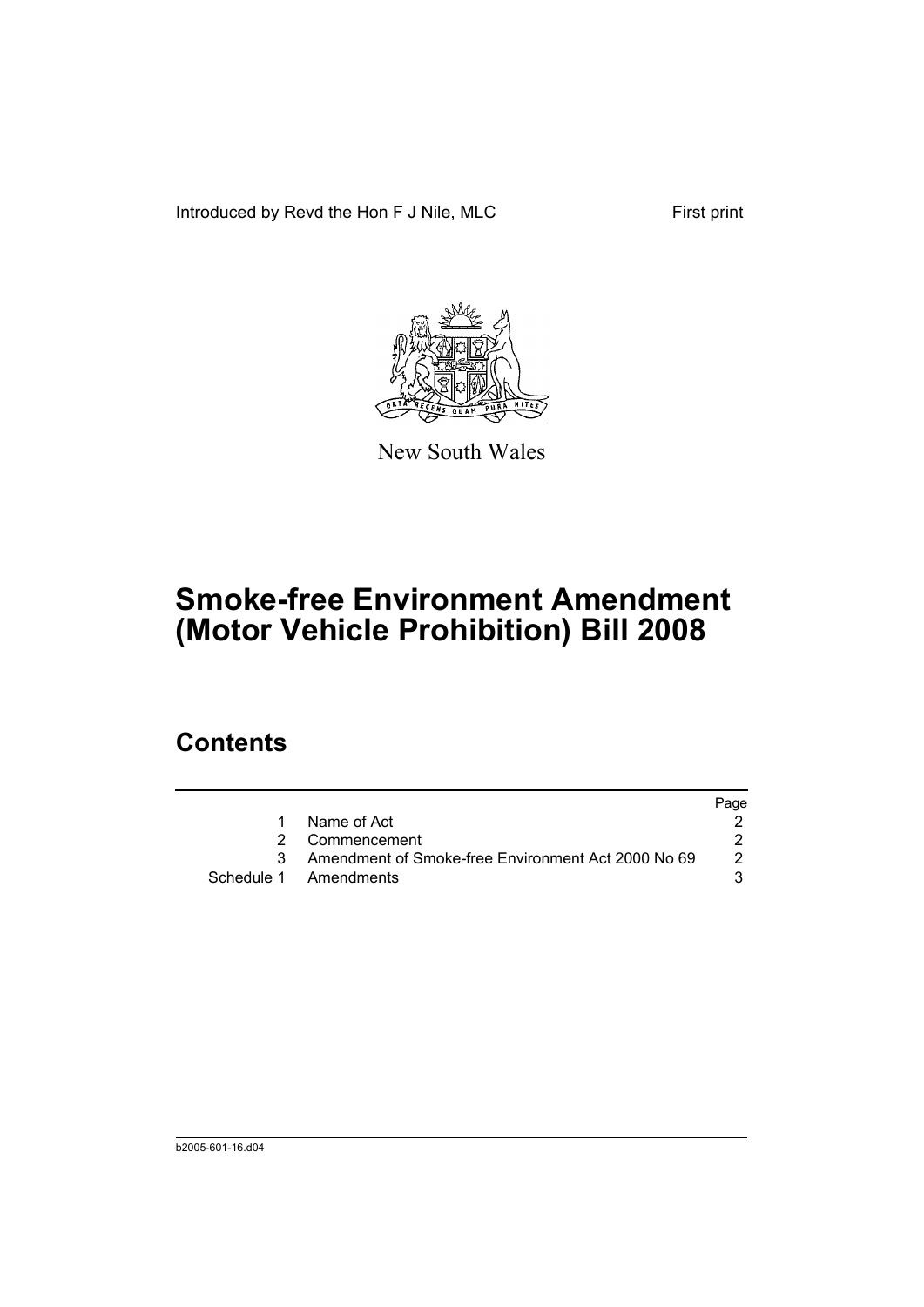Introduced by Revd the Hon F J Nile, MLC First print

New South Wales

# Smoke-free Environment Amendment (Motor Vehicle Prohibition) Bill 2008

## Contents

| | | Page |
|---|---|---|
| 1 | Name of Act | 2 |
| 2 | Commencement | 2 |
| 3 | Amendment of Smoke-free Environment Act 2000 No 69 | 2 |
| Schedule 1 | Amendments | 3 |

b2005-601-16.d04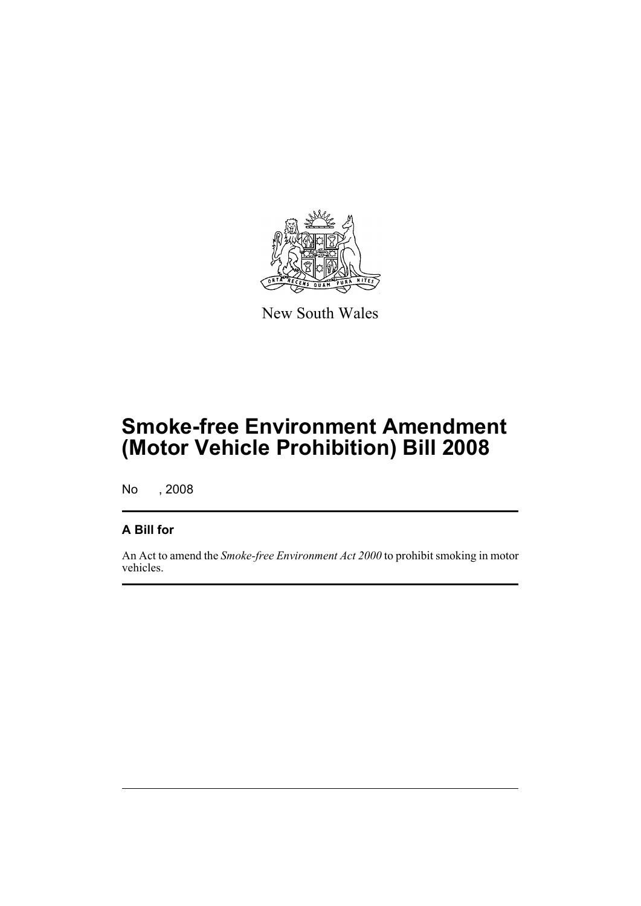New South Wales

# Smoke-free Environment Amendment (Motor Vehicle Prohibition) Bill 2008

No , 2008

## A Bill for

An Act to amend the *Smoke-free Environment Act 2000* to prohibit smoking in motor vehicles.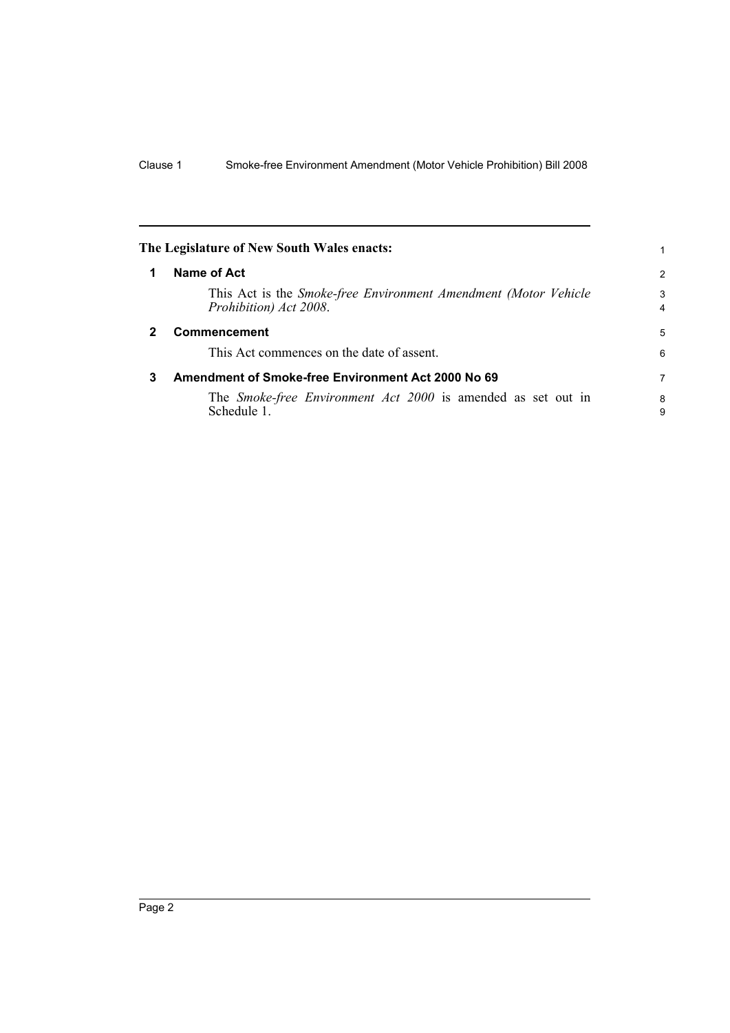The Legislature of New South Wales enacts:

## 1 Name of Act

This Act is the *Smoke-free Environment Amendment (Motor Vehicle Prohibition) Act 2008*.

## 2 Commencement

This Act commences on the date of assent.

## 3 Amendment of Smoke-free Environment Act 2000 No 69

The *Smoke-free Environment Act 2000* is amended as set out in Schedule 1.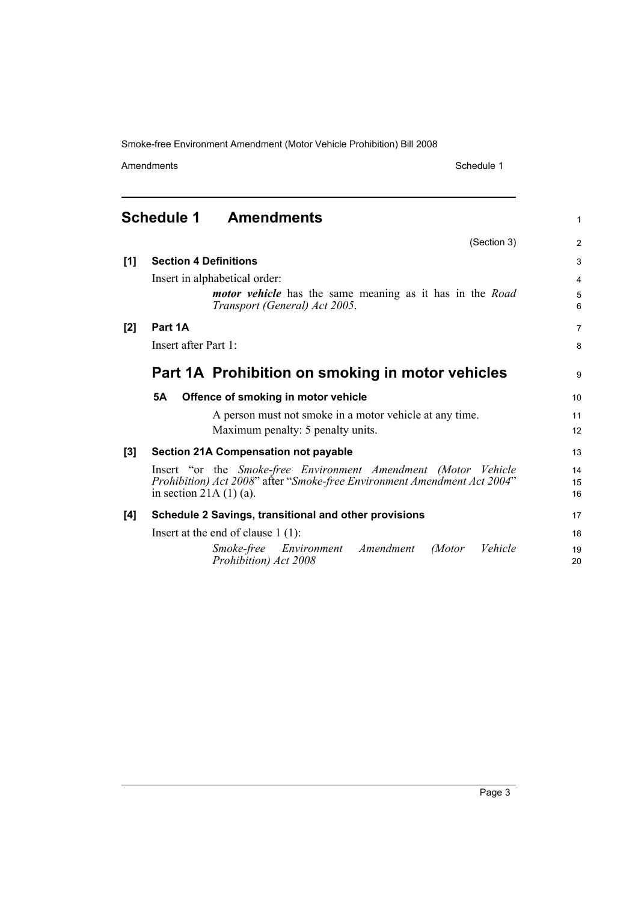## Schedule 1 Amendments

(Section 3)

**[1] Section 4 Definitions**

Insert in alphabetical order:

> ***motor vehicle*** has the same meaning as it has in the *Road Transport (General) Act 2005*.

**[2] Part 1A**

Insert after Part 1:

## Part 1A Prohibition on smoking in motor vehicles

### 5A Offence of smoking in motor vehicle

A person must not smoke in a motor vehicle at any time.

Maximum penalty: 5 penalty units.

**[3] Section 21A Compensation not payable**

Insert "or the *Smoke-free Environment Amendment (Motor Vehicle Prohibition) Act 2008*" after "*Smoke-free Environment Amendment Act 2004*" in section 21A (1) (a).

**[4] Schedule 2 Savings, transitional and other provisions**

Insert at the end of clause 1 (1):

> *Smoke-free Environment Amendment (Motor Vehicle Prohibition) Act 2008*